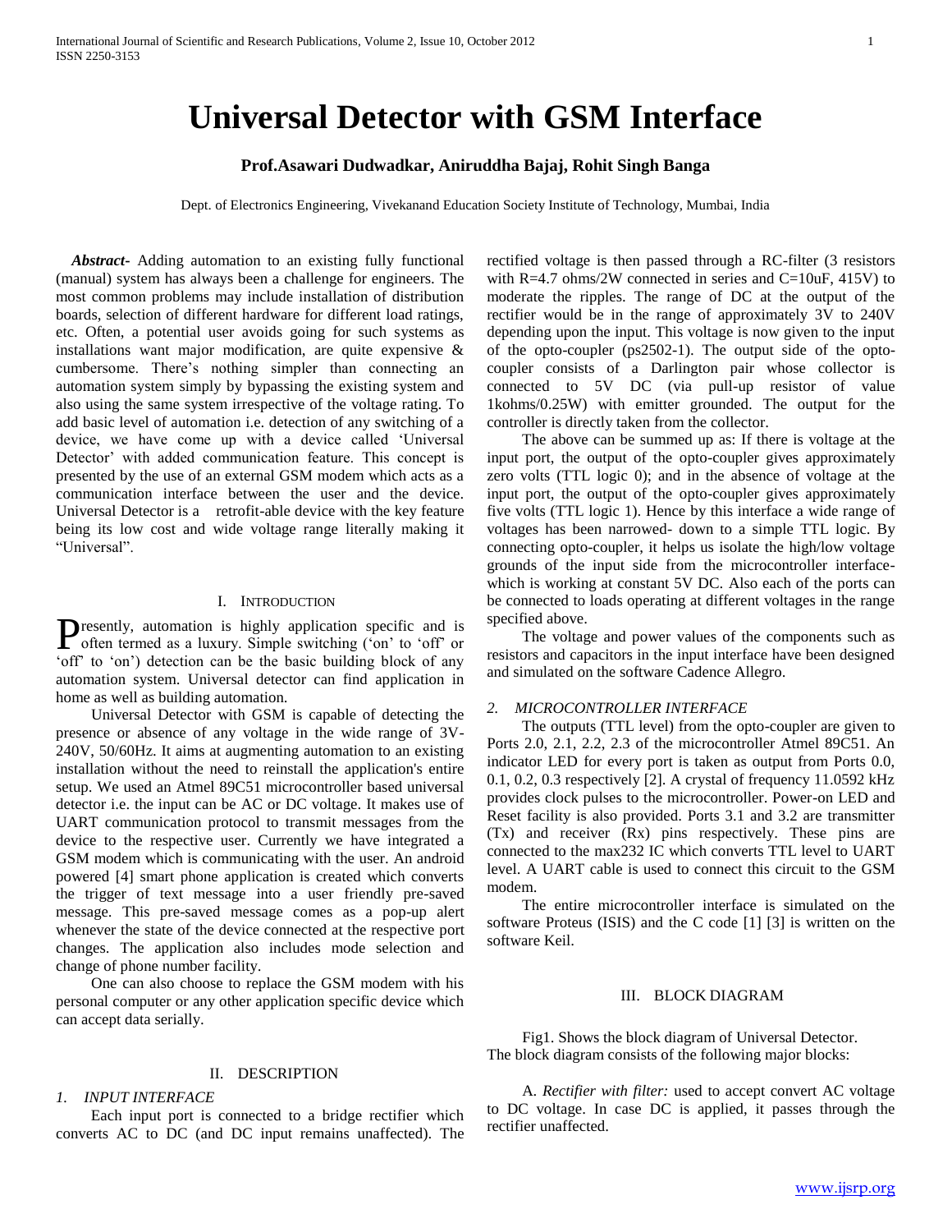# Universal Detector with GSM Interface

**Prof.Asawari Dudwadkar, Aniruddha Bajaj, Rohit Singh Banga**

Dept. of Electronics Engineering, Vivekanand Education Society Institute of Technology, Mumbai, India

***Abstract*- Adding automation to an existing fully functional (manual) system has always been a challenge for engineers. The most common problems may include installation of distribution boards, selection of different hardware for different load ratings, etc. Often, a potential user avoids going for such systems as installations want major modification, are quite expensive & cumbersome. There's nothing simpler than connecting an automation system simply by bypassing the existing system and also using the same system irrespective of the voltage rating. To add basic level of automation i.e. detection of any switching of a device, we have come up with a device called 'Universal Detector' with added communication feature. This concept is presented by the use of an external GSM modem which acts as a communication interface between the user and the device. Universal Detector is a retrofit-able device with the key feature being its low cost and wide voltage range literally making it "Universal".**

## I. Introduction

Presently, automation is highly application specific and is often termed as a luxury. Simple switching ('on' to 'off' or 'off' to 'on') detection can be the basic building block of any automation system. Universal detector can find application in home as well as building automation.

Universal Detector with GSM is capable of detecting the presence or absence of any voltage in the wide range of 3V-240V, 50/60Hz. It aims at augmenting automation to an existing installation without the need to reinstall the application's entire setup. We used an Atmel 89C51 microcontroller based universal detector i.e. the input can be AC or DC voltage. It makes use of UART communication protocol to transmit messages from the device to the respective user. Currently we have integrated a GSM modem which is communicating with the user. An android powered [4] smart phone application is created which converts the trigger of text message into a user friendly pre-saved message. This pre-saved message comes as a pop-up alert whenever the state of the device connected at the respective port changes. The application also includes mode selection and change of phone number facility.

One can also choose to replace the GSM modem with his personal computer or any other application specific device which can accept data serially.

## II. Description

### *1. INPUT INTERFACE*

Each input port is connected to a bridge rectifier which converts AC to DC (and DC input remains unaffected). The rectified voltage is then passed through a RC-filter (3 resistors with R=4.7 ohms/2W connected in series and C=10uF, 415V) to moderate the ripples. The range of DC at the output of the rectifier would be in the range of approximately 3V to 240V depending upon the input. This voltage is now given to the input of the opto-coupler (ps2502-1). The output side of the opto-coupler consists of a Darlington pair whose collector is connected to 5V DC (via pull-up resistor of value 1kohms/0.25W) with emitter grounded. The output for the controller is directly taken from the collector.

The above can be summed up as: If there is voltage at the input port, the output of the opto-coupler gives approximately zero volts (TTL logic 0); and in the absence of voltage at the input port, the output of the opto-coupler gives approximately five volts (TTL logic 1). Hence by this interface a wide range of voltages has been narrowed- down to a simple TTL logic. By connecting opto-coupler, it helps us isolate the high/low voltage grounds of the input side from the microcontroller interface- which is working at constant 5V DC. Also each of the ports can be connected to loads operating at different voltages in the range specified above.

The voltage and power values of the components such as resistors and capacitors in the input interface have been designed and simulated on the software Cadence Allegro.

### *2. MICROCONTROLLER INTERFACE*

The outputs (TTL level) from the opto-coupler are given to Ports 2.0, 2.1, 2.2, 2.3 of the microcontroller Atmel 89C51. An indicator LED for every port is taken as output from Ports 0.0, 0.1, 0.2, 0.3 respectively [2]. A crystal of frequency 11.0592 kHz provides clock pulses to the microcontroller. Power-on LED and Reset facility is also provided. Ports 3.1 and 3.2 are transmitter (Tx) and receiver (Rx) pins respectively. These pins are connected to the max232 IC which converts TTL level to UART level. A UART cable is used to connect this circuit to the GSM modem.

The entire microcontroller interface is simulated on the software Proteus (ISIS) and the C code [1] [3] is written on the software Keil.

## III. Block Diagram

Fig1. Shows the block diagram of Universal Detector. The block diagram consists of the following major blocks:

A. *Rectifier with filter:* used to accept convert AC voltage to DC voltage. In case DC is applied, it passes through the rectifier unaffected.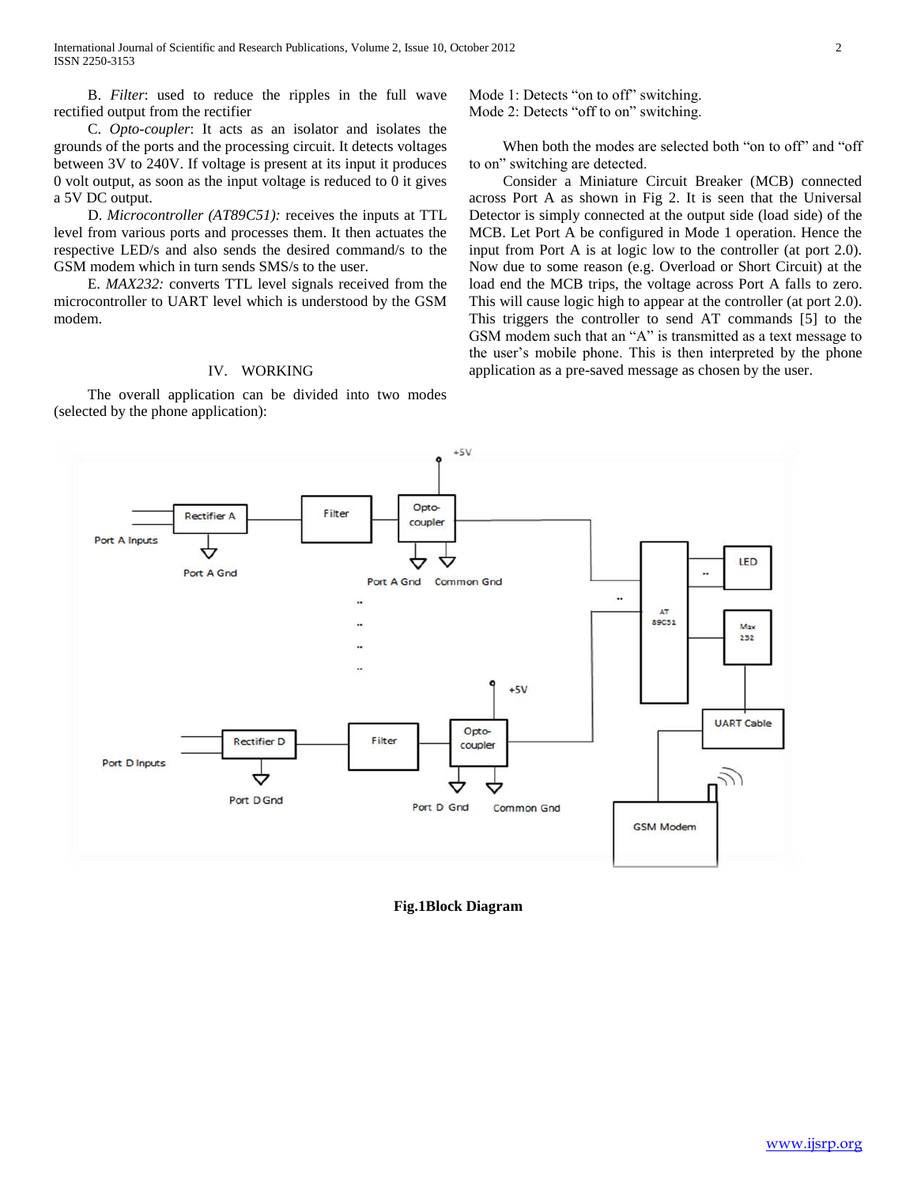B. *Filter*: used to reduce the ripples in the full wave rectified output from the rectifier

C. *Opto-coupler*: It acts as an isolator and isolates the grounds of the ports and the processing circuit. It detects voltages between 3V to 240V. If voltage is present at its input it produces 0 volt output, as soon as the input voltage is reduced to 0 it gives a 5V DC output.

D. *Microcontroller (AT89C51):* receives the inputs at TTL level from various ports and processes them. It then actuates the respective LED/s and also sends the desired command/s to the GSM modem which in turn sends SMS/s to the user.

E. *MAX232:* converts TTL level signals received from the microcontroller to UART level which is understood by the GSM modem.

## IV. WORKING

The overall application can be divided into two modes (selected by the phone application):

Mode 1: Detects "on to off" switching.
Mode 2: Detects "off to on" switching.

When both the modes are selected both "on to off" and "off to on" switching are detected.

Consider a Miniature Circuit Breaker (MCB) connected across Port A as shown in Fig 2. It is seen that the Universal Detector is simply connected at the output side (load side) of the MCB. Let Port A be configured in Mode 1 operation. Hence the input from Port A is at logic low to the controller (at port 2.0). Now due to some reason (e.g. Overload or Short Circuit) at the load end the MCB trips, the voltage across Port A falls to zero. This will cause logic high to appear at the controller (at port 2.0). This triggers the controller to send AT commands [5] to the GSM modem such that an "A" is transmitted as a text message to the user's mobile phone. This is then interpreted by the phone application as a pre-saved message as chosen by the user.

**Fig.1Block Diagram**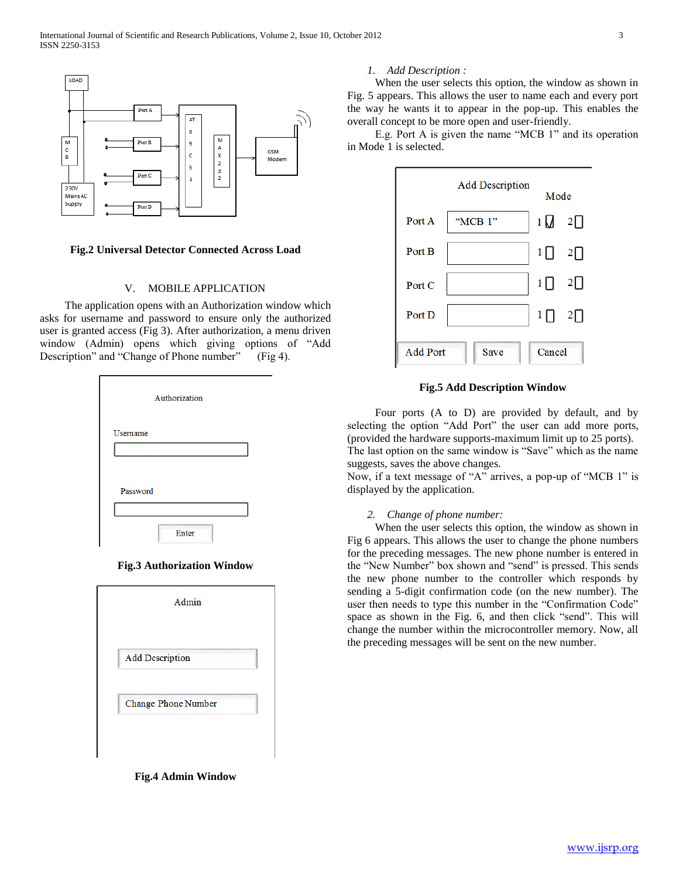Fig.2 Universal Detector Connected Across Load

## V. MOBILE APPLICATION

The application opens with an Authorization window which asks for username and password to ensure only the authorized user is granted access (Fig 3). After authorization, a menu driven window (Admin) opens which giving options of "Add Description" and "Change of Phone number" (Fig 4).

Fig.3 Authorization Window

Fig.4 Admin Window

1. *Add Description :*

When the user selects this option, the window as shown in Fig. 5 appears. This allows the user to name each and every port the way he wants it to appear in the pop-up. This enables the overall concept to be more open and user-friendly.

E.g. Port A is given the name "MCB 1" and its operation in Mode 1 is selected.

Fig.5 Add Description Window

Four ports (A to D) are provided by default, and by selecting the option "Add Port" the user can add more ports, (provided the hardware supports-maximum limit up to 25 ports). The last option on the same window is "Save" which as the name suggests, saves the above changes.

Now, if a text message of "A" arrives, a pop-up of "MCB 1" is displayed by the application.

2. *Change of phone number:*

When the user selects this option, the window as shown in Fig 6 appears. This allows the user to change the phone numbers for the preceding messages. The new phone number is entered in the "New Number" box shown and "send" is pressed. This sends the new phone number to the controller which responds by sending a 5-digit confirmation code (on the new number). The user then needs to type this number in the "Confirmation Code" space as shown in the Fig. 6, and then click "send". This will change the number within the microcontroller memory. Now, all the preceding messages will be sent on the new number.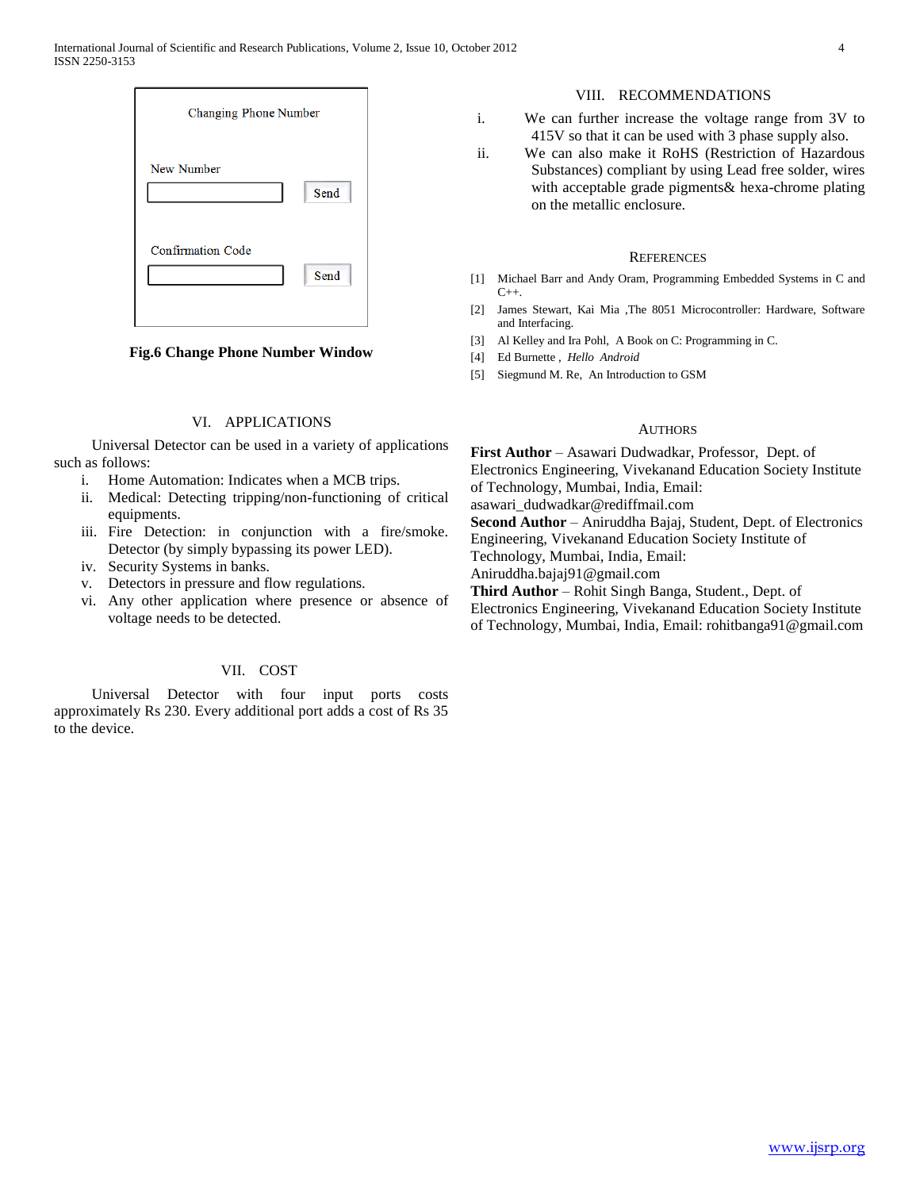Changing Phone Number

New Number

Send

Confirmation Code

Send

**Fig.6 Change Phone Number Window**

## VI. APPLICATIONS

Universal Detector can be used in a variety of applications such as follows:

i. Home Automation: Indicates when a MCB trips.
ii. Medical: Detecting tripping/non-functioning of critical equipments.
iii. Fire Detection: in conjunction with a fire/smoke. Detector (by simply bypassing its power LED).
iv. Security Systems in banks.
v. Detectors in pressure and flow regulations.
vi. Any other application where presence or absence of voltage needs to be detected.

## VII. COST

Universal Detector with four input ports costs approximately Rs 230. Every additional port adds a cost of Rs 35 to the device.

## VIII. RECOMMENDATIONS

i. We can further increase the voltage range from 3V to 415V so that it can be used with 3 phase supply also.
ii. We can also make it RoHS (Restriction of Hazardous Substances) compliant by using Lead free solder, wires with acceptable grade pigments& hexa-chrome plating on the metallic enclosure.

## REFERENCES

[1] Michael Barr and Andy Oram, Programming Embedded Systems in C and C++.

[2] James Stewart, Kai Mia ,The 8051 Microcontroller: Hardware, Software and Interfacing.

[3] Al Kelley and Ira Pohl, A Book on C: Programming in C.

[4] Ed Burnette , *Hello Android*

[5] Siegmund M. Re, An Introduction to GSM

## AUTHORS

**First Author** – Asawari Dudwadkar, Professor, Dept. of Electronics Engineering, Vivekanand Education Society Institute of Technology, Mumbai, India, Email: asawari_dudwadkar@rediffmail.com

**Second Author** – Aniruddha Bajaj, Student, Dept. of Electronics Engineering, Vivekanand Education Society Institute of Technology, Mumbai, India, Email: Aniruddha.bajaj91@gmail.com

**Third Author** – Rohit Singh Banga, Student., Dept. of Electronics Engineering, Vivekanand Education Society Institute of Technology, Mumbai, India, Email: rohitbanga91@gmail.com